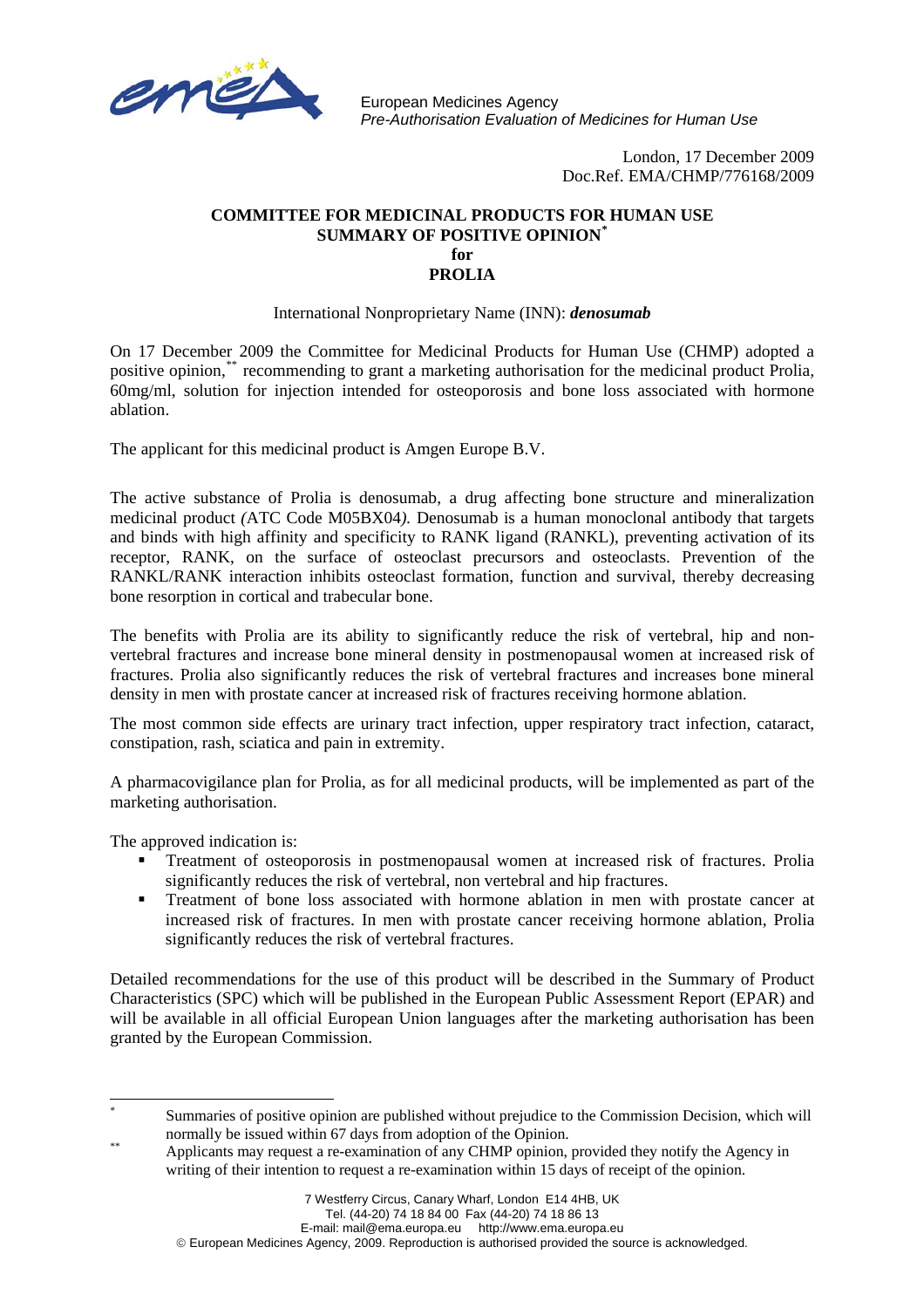European Medicines Agency
*Pre-Authorisation Evaluation of Medicines for Human Use*

London, 17 December 2009
Doc.Ref. EMA/CHMP/776168/2009

# COMMITTEE FOR MEDICINAL PRODUCTS FOR HUMAN USE SUMMARY OF POSITIVE OPINION[*] for PROLIA

International Nonproprietary Name (INN): ***denosumab***

On 17 December 2009 the Committee for Medicinal Products for Human Use (CHMP) adopted a positive opinion,[**] recommending to grant a marketing authorisation for the medicinal product Prolia, 60mg/ml, solution for injection intended for osteoporosis and bone loss associated with hormone ablation.

The applicant for this medicinal product is Amgen Europe B.V.

The active substance of Prolia is denosumab, a drug affecting bone structure and mineralization medicinal product *(*ATC Code M05BX04*).* Denosumab is a human monoclonal antibody that targets and binds with high affinity and specificity to RANK ligand (RANKL), preventing activation of its receptor, RANK, on the surface of osteoclast precursors and osteoclasts. Prevention of the RANKL/RANK interaction inhibits osteoclast formation, function and survival, thereby decreasing bone resorption in cortical and trabecular bone.

The benefits with Prolia are its ability to significantly reduce the risk of vertebral, hip and non-vertebral fractures and increase bone mineral density in postmenopausal women at increased risk of fractures. Prolia also significantly reduces the risk of vertebral fractures and increases bone mineral density in men with prostate cancer at increased risk of fractures receiving hormone ablation.

The most common side effects are urinary tract infection, upper respiratory tract infection, cataract, constipation, rash, sciatica and pain in extremity.

A pharmacovigilance plan for Prolia, as for all medicinal products, will be implemented as part of the marketing authorisation.

The approved indication is:

- Treatment of osteoporosis in postmenopausal women at increased risk of fractures. Prolia significantly reduces the risk of vertebral, non vertebral and hip fractures.
- Treatment of bone loss associated with hormone ablation in men with prostate cancer at increased risk of fractures. In men with prostate cancer receiving hormone ablation, Prolia significantly reduces the risk of vertebral fractures.

Detailed recommendations for the use of this product will be described in the Summary of Product Characteristics (SPC) which will be published in the European Public Assessment Report (EPAR) and will be available in all official European Union languages after the marketing authorisation has been granted by the European Commission.

---

[*] Summaries of positive opinion are published without prejudice to the Commission Decision, which will normally be issued within 67 days from adoption of the Opinion.

[**] Applicants may request a re-examination of any CHMP opinion, provided they notify the Agency in writing of their intention to request a re-examination within 15 days of receipt of the opinion.

7 Westferry Circus, Canary Wharf, London E14 4HB, UK
Tel. (44-20) 74 18 84 00 Fax (44-20) 74 18 86 13
E-mail: mail@ema.europa.eu http://www.ema.europa.eu
© European Medicines Agency, 2009. Reproduction is authorised provided the source is acknowledged.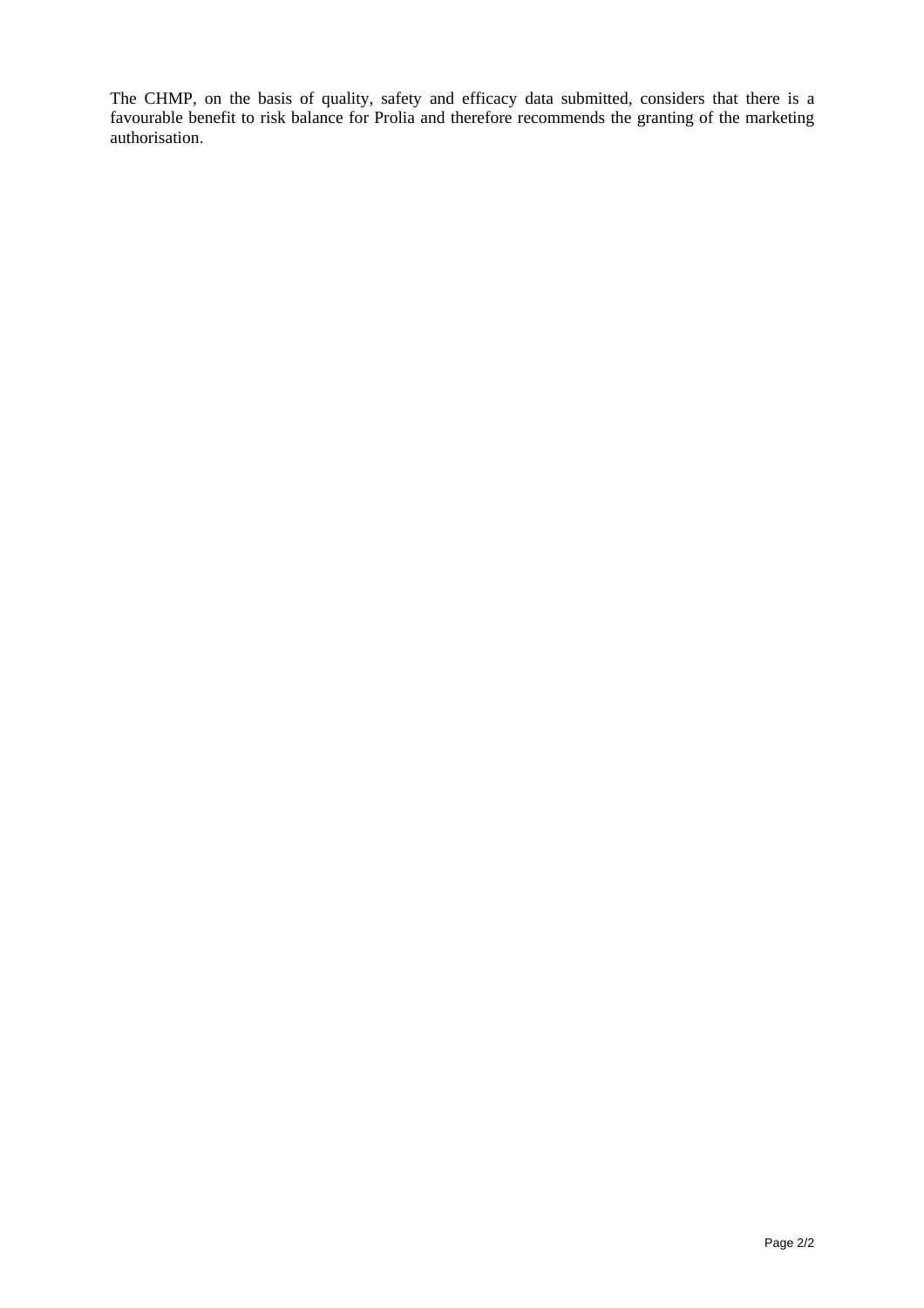The CHMP, on the basis of quality, safety and efficacy data submitted, considers that there is a favourable benefit to risk balance for Prolia and therefore recommends the granting of the marketing authorisation.